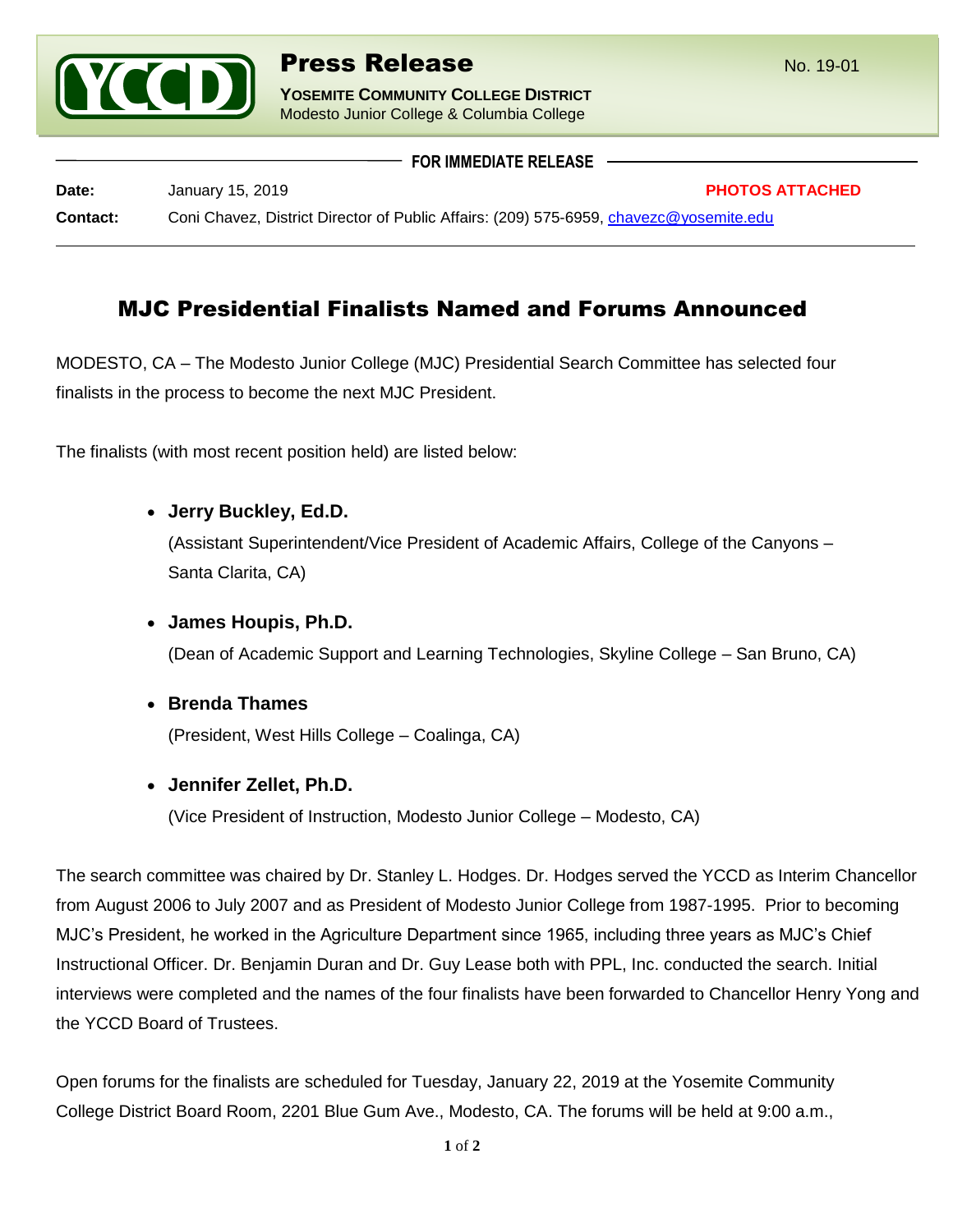# Press Release

**YOSEMITE COMMUNITY COLLEGE DISTRICT**
Modesto Junior College & Columbia College

No. 19-01

**FOR IMMEDIATE RELEASE**

**Date:** January 15, 2019 **PHOTOS ATTACHED**

**Contact:** Coni Chavez, District Director of Public Affairs: (209) 575-6959, chavezc@yosemite.edu

## MJC Presidential Finalists Named and Forums Announced

MODESTO, CA – The Modesto Junior College (MJC) Presidential Search Committee has selected four finalists in the process to become the next MJC President.

The finalists (with most recent position held) are listed below:

- **Jerry Buckley, Ed.D.**
  (Assistant Superintendent/Vice President of Academic Affairs, College of the Canyons – Santa Clarita, CA)
- **James Houpis, Ph.D.**
  (Dean of Academic Support and Learning Technologies, Skyline College – San Bruno, CA)
- **Brenda Thames**
  (President, West Hills College – Coalinga, CA)
- **Jennifer Zellet, Ph.D.**
  (Vice President of Instruction, Modesto Junior College – Modesto, CA)

The search committee was chaired by Dr. Stanley L. Hodges. Dr. Hodges served the YCCD as Interim Chancellor from August 2006 to July 2007 and as President of Modesto Junior College from 1987-1995. Prior to becoming MJC's President, he worked in the Agriculture Department since 1965, including three years as MJC's Chief Instructional Officer. Dr. Benjamin Duran and Dr. Guy Lease both with PPL, Inc. conducted the search. Initial interviews were completed and the names of the four finalists have been forwarded to Chancellor Henry Yong and the YCCD Board of Trustees.

Open forums for the finalists are scheduled for Tuesday, January 22, 2019 at the Yosemite Community College District Board Room, 2201 Blue Gum Ave., Modesto, CA. The forums will be held at 9:00 a.m.,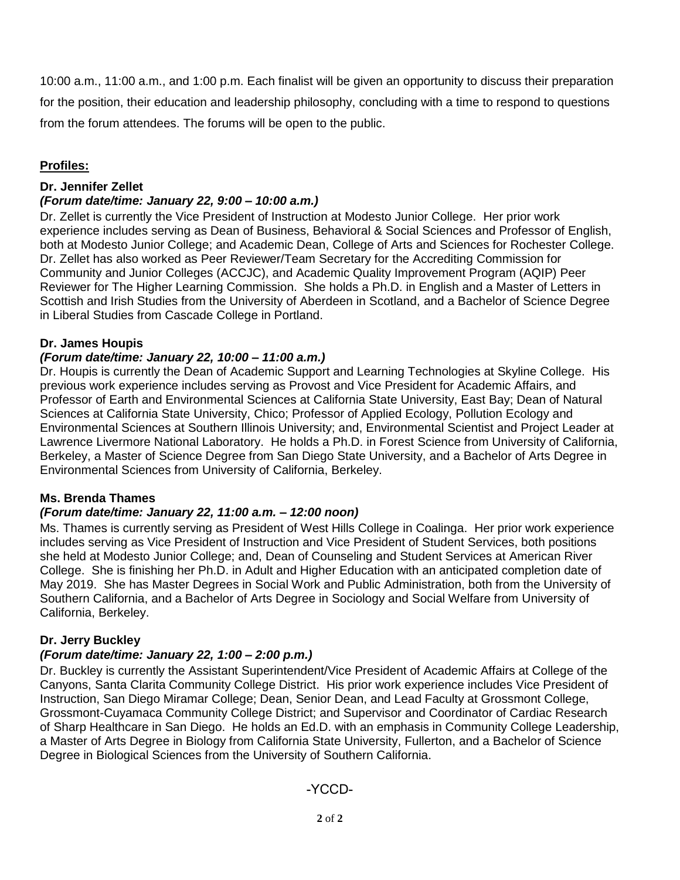10:00 a.m., 11:00 a.m., and 1:00 p.m. Each finalist will be given an opportunity to discuss their preparation for the position, their education and leadership philosophy, concluding with a time to respond to questions from the forum attendees. The forums will be open to the public.

**Profiles:**

**Dr. Jennifer Zellet**
***(Forum date/time: January 22, 9:00 – 10:00 a.m.)***

Dr. Zellet is currently the Vice President of Instruction at Modesto Junior College. Her prior work experience includes serving as Dean of Business, Behavioral & Social Sciences and Professor of English, both at Modesto Junior College; and Academic Dean, College of Arts and Sciences for Rochester College. Dr. Zellet has also worked as Peer Reviewer/Team Secretary for the Accrediting Commission for Community and Junior Colleges (ACCJC), and Academic Quality Improvement Program (AQIP) Peer Reviewer for The Higher Learning Commission. She holds a Ph.D. in English and a Master of Letters in Scottish and Irish Studies from the University of Aberdeen in Scotland, and a Bachelor of Science Degree in Liberal Studies from Cascade College in Portland.

**Dr. James Houpis**
***(Forum date/time: January 22, 10:00 – 11:00 a.m.)***

Dr. Houpis is currently the Dean of Academic Support and Learning Technologies at Skyline College. His previous work experience includes serving as Provost and Vice President for Academic Affairs, and Professor of Earth and Environmental Sciences at California State University, East Bay; Dean of Natural Sciences at California State University, Chico; Professor of Applied Ecology, Pollution Ecology and Environmental Sciences at Southern Illinois University; and, Environmental Scientist and Project Leader at Lawrence Livermore National Laboratory. He holds a Ph.D. in Forest Science from University of California, Berkeley, a Master of Science Degree from San Diego State University, and a Bachelor of Arts Degree in Environmental Sciences from University of California, Berkeley.

**Ms. Brenda Thames**
***(Forum date/time: January 22, 11:00 a.m. – 12:00 noon)***

Ms. Thames is currently serving as President of West Hills College in Coalinga. Her prior work experience includes serving as Vice President of Instruction and Vice President of Student Services, both positions she held at Modesto Junior College; and, Dean of Counseling and Student Services at American River College. She is finishing her Ph.D. in Adult and Higher Education with an anticipated completion date of May 2019. She has Master Degrees in Social Work and Public Administration, both from the University of Southern California, and a Bachelor of Arts Degree in Sociology and Social Welfare from University of California, Berkeley.

**Dr. Jerry Buckley**
***(Forum date/time: January 22, 1:00 – 2:00 p.m.)***

Dr. Buckley is currently the Assistant Superintendent/Vice President of Academic Affairs at College of the Canyons, Santa Clarita Community College District. His prior work experience includes Vice President of Instruction, San Diego Miramar College; Dean, Senior Dean, and Lead Faculty at Grossmont College, Grossmont-Cuyamaca Community College District; and Supervisor and Coordinator of Cardiac Research of Sharp Healthcare in San Diego. He holds an Ed.D. with an emphasis in Community College Leadership, a Master of Arts Degree in Biology from California State University, Fullerton, and a Bachelor of Science Degree in Biological Sciences from the University of Southern California.

-YCCD-